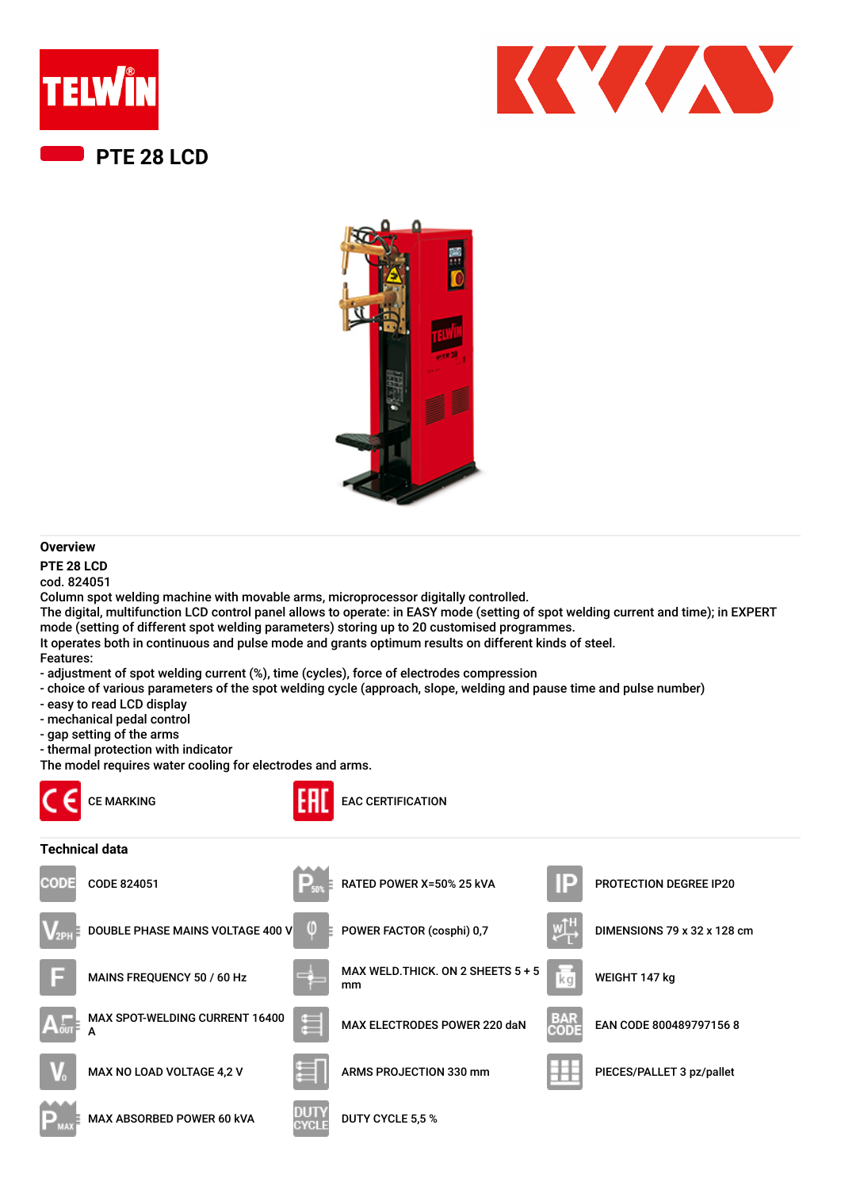# PTE 28 LCD

## Overview

**PTE 28 LCD**

cod. 824051

Column spot welding machine with movable arms, microprocessor digitally controlled.

The digital, multifunction LCD control panel allows to operate: in EASY mode (setting of spot welding current and time); in EXPERT mode (setting of different spot welding parameters) storing up to 20 customised programmes.

It operates both in continuous and pulse mode and grants optimum results on different kinds of steel.

Features:

- adjustment of spot welding current (%), time (cycles), force of electrodes compression
- choice of various parameters of the spot welding cycle (approach, slope, welding and pause time and pulse number)
- easy to read LCD display
- mechanical pedal control
- gap setting of the arms
- thermal protection with indicator

The model requires water cooling for electrodes and arms.

CE MARKING

EAC CERTIFICATION

## Technical data

| | | |
|---|---|---|
| CODE 824051 | RATED POWER X=50% 25 kVA | PROTECTION DEGREE IP20 |
| DOUBLE PHASE MAINS VOLTAGE 400 V | POWER FACTOR (cosphi) 0,7 | DIMENSIONS 79 x 32 x 128 cm |
| MAINS FREQUENCY 50 / 60 Hz | MAX WELD.THICK. ON 2 SHEETS 5 + 5 mm | WEIGHT 147 kg |
| MAX SPOT-WELDING CURRENT 16400 A | MAX ELECTRODES POWER 220 daN | EAN CODE 800489797156 8 |
| MAX NO LOAD VOLTAGE 4,2 V | ARMS PROJECTION 330 mm | PIECES/PALLET 3 pz/pallet |
| MAX ABSORBED POWER 60 kVA | DUTY CYCLE 5,5 % | |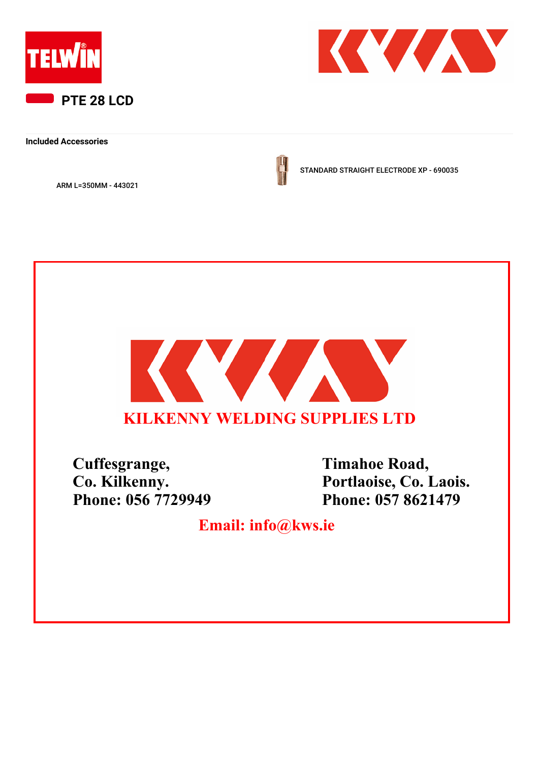TELWIN

KWS

## PTE 28 LCD

**Included Accessories**

ARM L=350MM - 443021

STANDARD STRAIGHT ELECTRODE XP - 690035

KWS

**KILKENNY WELDING SUPPLIES LTD**

**Cuffesgrange,**
**Co. Kilkenny.**
**Phone: 056 7729949**

**Timahoe Road,**
**Portlaoise, Co. Laois.**
**Phone: 057 8621479**

**Email: info@kws.ie**